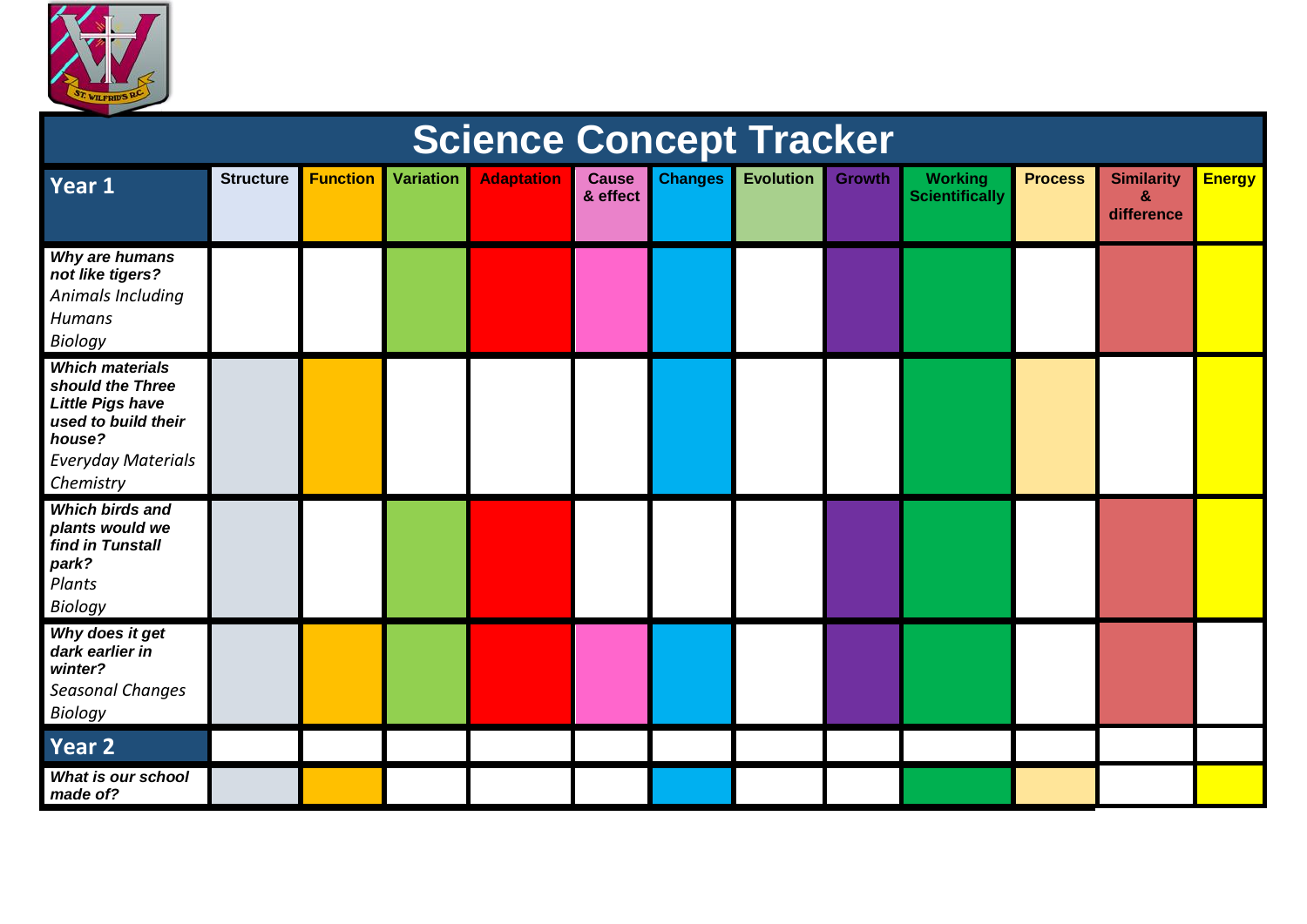# Science Concept Tracker

| **Year 1** | Structure | Function | Variation | Adaptation | Cause & effect | Changes | Evolution | Growth | Working Scientifically | Process | Similarity & difference | Energy |
|---|---|---|---|---|---|---|---|---|---|---|---|---|
| ***Why are humans not like tigers?*** *Animals Including Humans* *Biology* | | | | | | | | | | | | |
| ***Which materials should the Three Little Pigs have used to build their house?*** *Everyday Materials* *Chemistry* | | | | | | | | | | | | |
| ***Which birds and plants would we find in Tunstall park?*** *Plants* *Biology* | | | | | | | | | | | | |
| ***Why does it get dark earlier in winter?*** *Seasonal Changes* *Biology* | | | | | | | | | | | | |
| **Year 2** | | | | | | | | | | | | |
| ***What is our school made of?*** | | | | | | | | | | | | |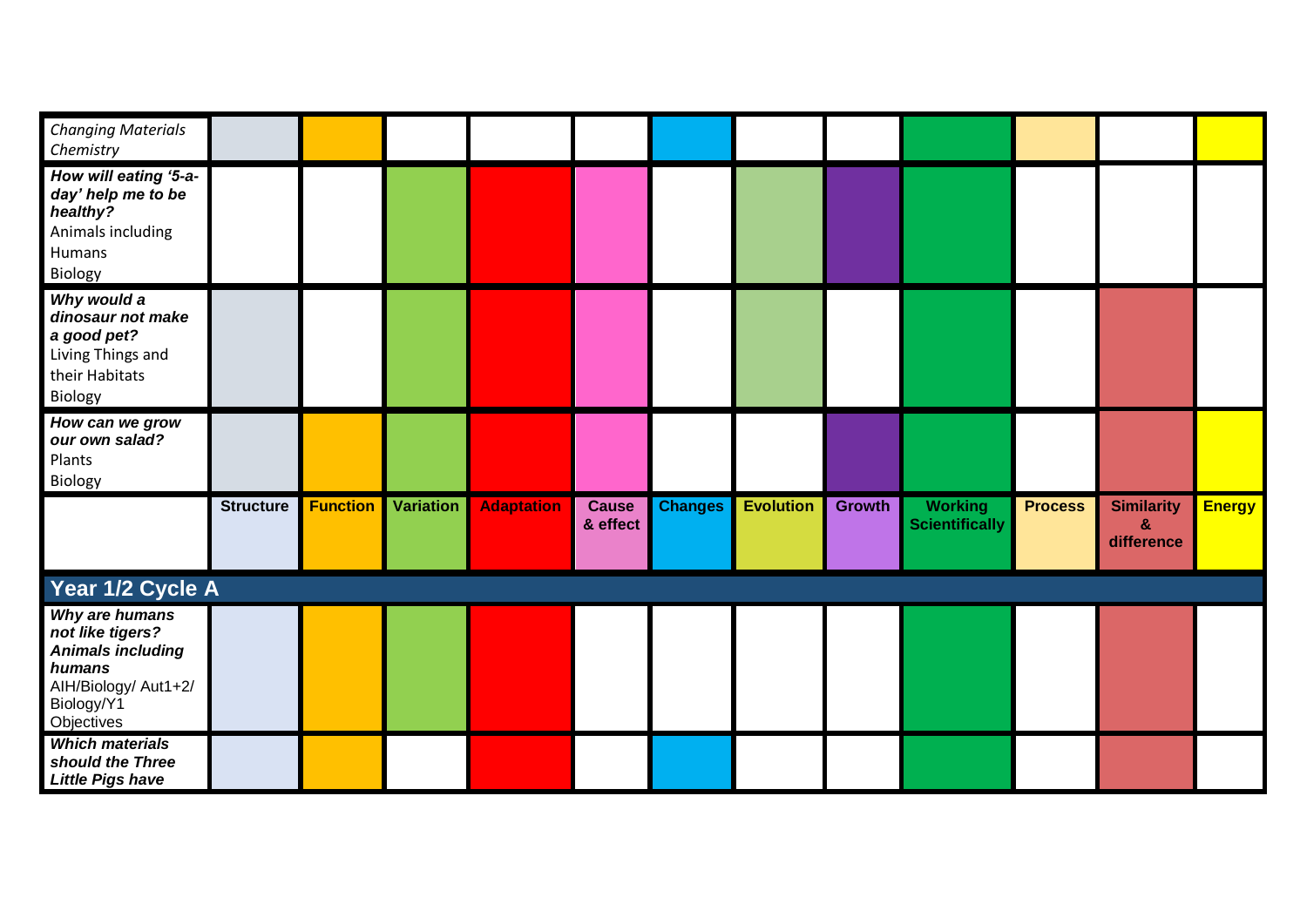| | Structure | Function | Variation | Adaptation | Cause & effect | Changes | Evolution | Growth | Working Scientifically | Process | Similarity & difference | Energy |
|---|---|---|---|---|---|---|---|---|---|---|---|---|
| *Changing Materials*<br>*Chemistry* | | | | | | | | | | | | |
| ***How will eating '5-a-day' help me to be healthy?***<br>Animals including Humans<br>Biology | | | | | | | | | | | | |
| ***Why would a dinosaur not make a good pet?***<br>Living Things and their Habitats<br>Biology | | | | | | | | | | | | |
| ***How can we grow our own salad?***<br>Plants<br>Biology | | | | | | | | | | | | |

## Year 1/2 Cycle A

| | Structure | Function | Variation | Adaptation | Cause & effect | Changes | Evolution | Growth | Working Scientifically | Process | Similarity & difference | Energy |
|---|---|---|---|---|---|---|---|---|---|---|---|---|
| ***Why are humans not like tigers?***<br>***Animals including humans***<br>AIH/Biology/ Aut1+2/ Biology/Y1 Objectives | | | | | | | | | | | | |
| ***Which materials should the Three Little Pigs have*** | | | | | | | | | | | | |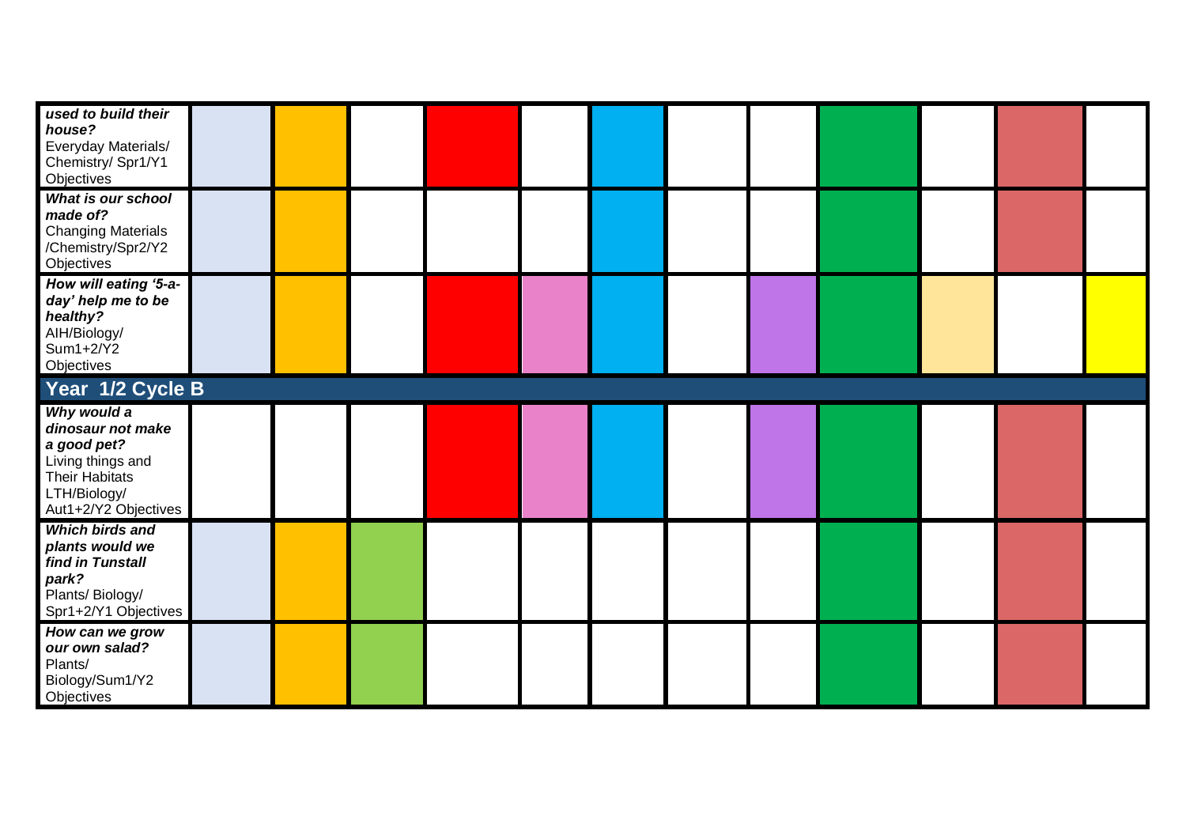| | | | | | | | | | | | | |
|---|---|---|---|---|---|---|---|---|---|---|---|---|
| ***used to build their house?*** Everyday Materials/ Chemistry/ Spr1/Y1 Objectives | | | | | | | | | | | | |
| ***What is our school made of?*** Changing Materials /Chemistry/Spr2/Y2 Objectives | | | | | | | | | | | | |
| ***How will eating '5-a-day' help me to be healthy?*** AIH/Biology/ Sum1+2/Y2 Objectives | | | | | | | | | | | | |
| **Year 1/2 Cycle B** | | | | | | | | | | | | |
| ***Why would a dinosaur not make a good pet?*** Living things and Their Habitats LTH/Biology/ Aut1+2/Y2 Objectives | | | | | | | | | | | | |
| ***Which birds and plants would we find in Tunstall park?*** Plants/ Biology/ Spr1+2/Y1 Objectives | | | | | | | | | | | | |
| ***How can we grow our own salad?*** Plants/ Biology/Sum1/Y2 Objectives | | | | | | | | | | | | |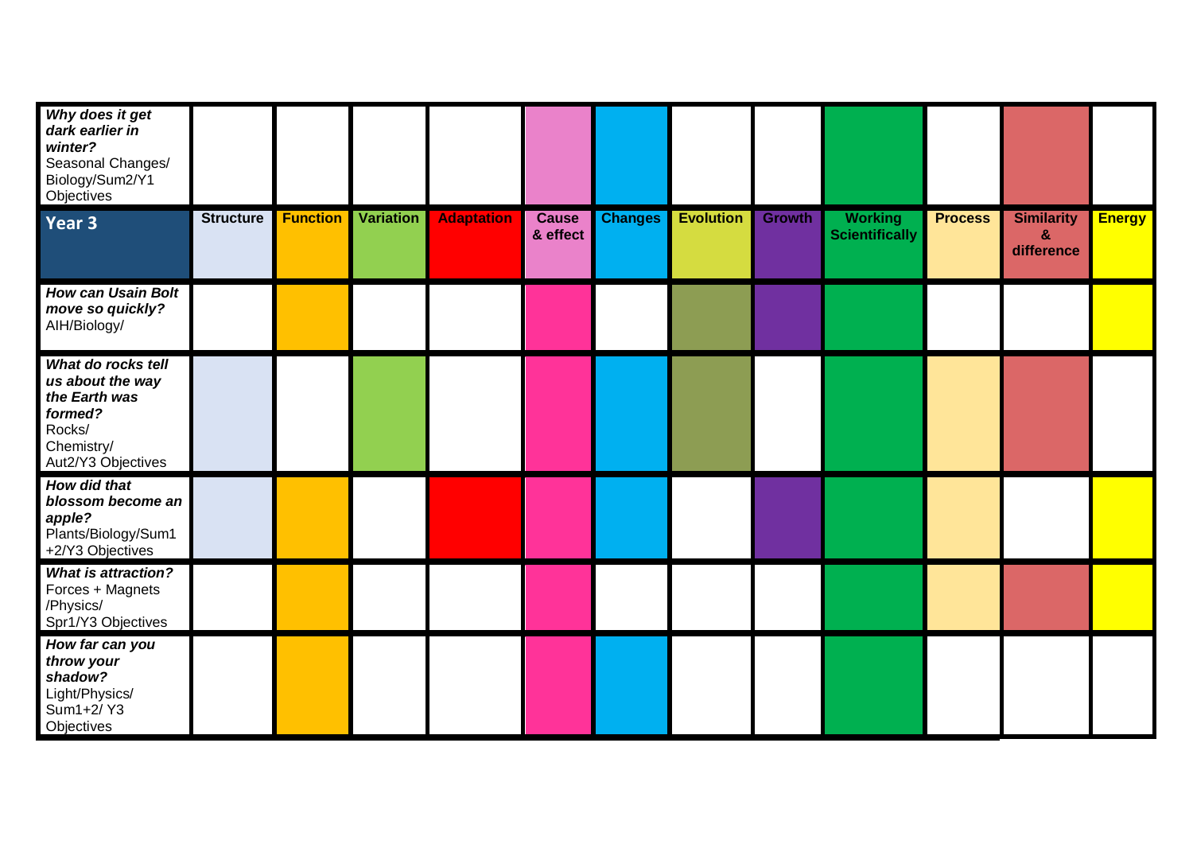| | | | | | | | | | | | | |
|---|---|---|---|---|---|---|---|---|---|---|---|---|
| ***Why does it get dark earlier in winter?*** Seasonal Changes/ Biology/Sum2/Y1 Objectives | | | | | ■ | ■ | | | ■ | | ■ | |

| **Year 3** | **Structure** | **Function** | **Variation** | **Adaptation** | **Cause & effect** | **Changes** | **Evolution** | **Growth** | **Working Scientifically** | **Process** | **Similarity & difference** | **Energy** |
|---|---|---|---|---|---|---|---|---|---|---|---|---|
| ***How can Usain Bolt move so quickly?*** AIH/Biology/ | | ■ | | | ■ | | ■ | ■ | ■ | | | ■ |
| ***What do rocks tell us about the way the Earth was formed?*** Rocks/ Chemistry/ Aut2/Y3 Objectives | ■ | | ■ | | ■ | ■ | ■ | | ■ | ■ | ■ | |
| ***How did that blossom become an apple?*** Plants/Biology/Sum1 +2/Y3 Objectives | ■ | ■ | | ■ | ■ | ■ | | ■ | ■ | ■ | | ■ |
| ***What is attraction?*** Forces + Magnets /Physics/ Spr1/Y3 Objectives | | ■ | | | ■ | | | | ■ | ■ | ■ | ■ |
| ***How far can you throw your shadow?*** Light/Physics/ Sum1+2/ Y3 Objectives | | ■ | | | ■ | ■ | | | ■ | | | |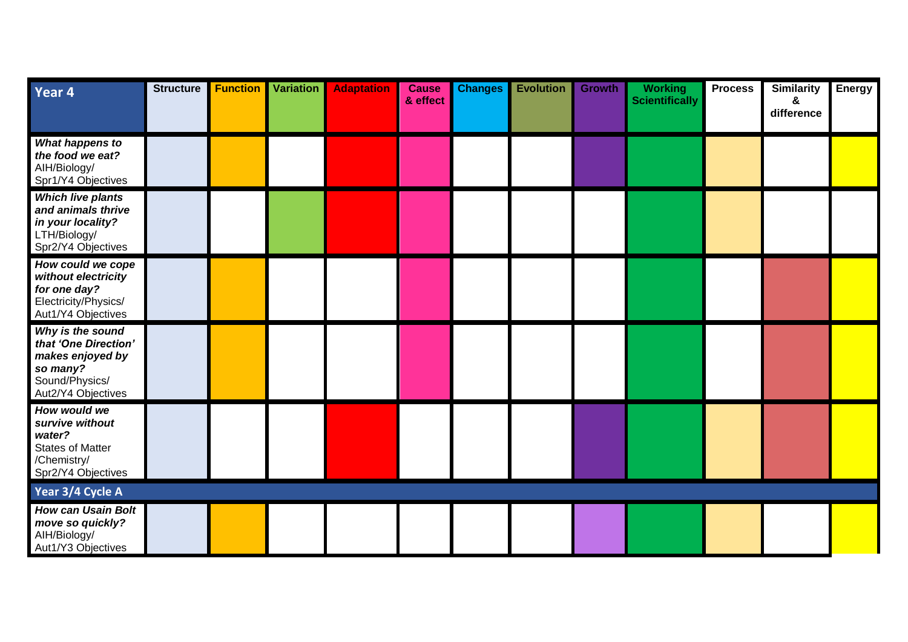| Year 4 | Structure | Function | Variation | Adaptation | Cause & effect | Changes | Evolution | Growth | Working Scientifically | Process | Similarity & difference | Energy |
|---|---|---|---|---|---|---|---|---|---|---|---|---|
| ***What happens to the food we eat?*** AIH/Biology/ Spr1/Y4 Objectives | ✓ | ✓ | | ✓ | ✓ | | | ✓ | ✓ | ✓ | | ✓ |
| ***Which live plants and animals thrive in your locality?*** LTH/Biology/ Spr2/Y4 Objectives | ✓ | | ✓ | ✓ | ✓ | | | | ✓ | ✓ | | |
| ***How could we cope without electricity for one day?*** Electricity/Physics/ Aut1/Y4 Objectives | ✓ | ✓ | | | ✓ | | | | ✓ | | ✓ | ✓ |
| ***Why is the sound that 'One Direction' makes enjoyed by so many?*** Sound/Physics/ Aut2/Y4 Objectives | ✓ | ✓ | | | ✓ | | | | ✓ | | ✓ | ✓ |
| ***How would we survive without water?*** States of Matter /Chemistry/ Spr2/Y4 Objectives | ✓ | | | ✓ | | | | ✓ | ✓ | ✓ | ✓ | ✓ |
| **Year 3/4 Cycle A** | | | | | | | | | | | | |
| ***How can Usain Bolt move so quickly?*** AIH/Biology/ Aut1/Y3 Objectives | ✓ | ✓ | | | | | | ✓ | ✓ | ✓ | | ✓ |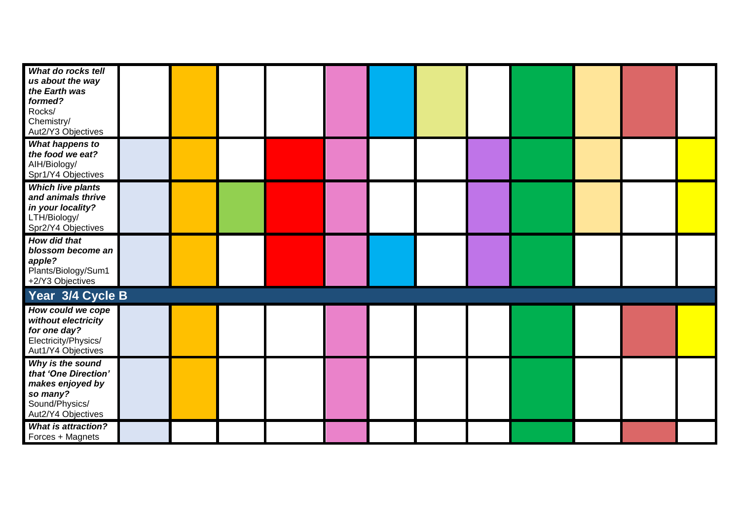| | | | | | | | | | | | | |
|---|---|---|---|---|---|---|---|---|---|---|---|---|
| ***What do rocks tell us about the way the Earth was formed?*** Rocks/ Chemistry/ Aut2/Y3 Objectives | | | | | | | | | | | | |
| ***What happens to the food we eat?*** AIH/Biology/ Spr1/Y4 Objectives | | | | | | | | | | | | |
| ***Which live plants and animals thrive in your locality?*** LTH/Biology/ Spr2/Y4 Objectives | | | | | | | | | | | | |
| ***How did that blossom become an apple?*** Plants/Biology/Sum1 +2/Y3 Objectives | | | | | | | | | | | | |
| **Year 3/4 Cycle B** | | | | | | | | | | | | |
| ***How could we cope without electricity for one day?*** Electricity/Physics/ Aut1/Y4 Objectives | | | | | | | | | | | | |
| ***Why is the sound that 'One Direction' makes enjoyed by so many?*** Sound/Physics/ Aut2/Y4 Objectives | | | | | | | | | | | | |
| ***What is attraction?*** Forces + Magnets | | | | | | | | | | | | |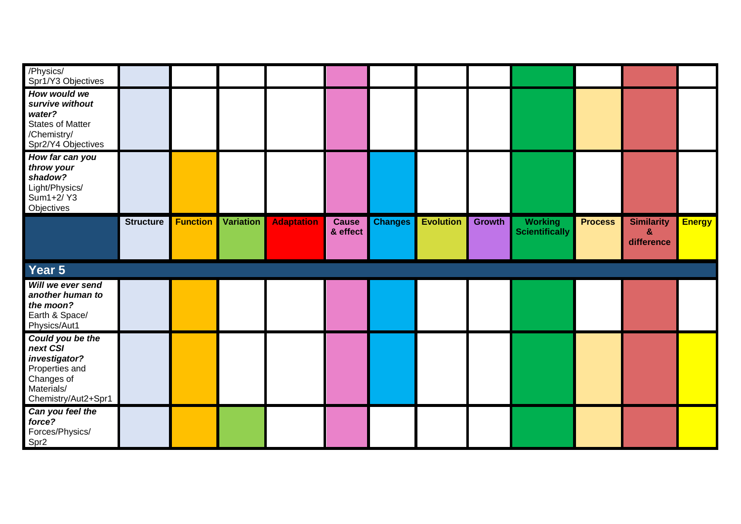| | Structure | Function | Variation | Adaptation | Cause & effect | Changes | Evolution | Growth | Working Scientifically | Process | Similarity & difference | Energy |
|---|---|---|---|---|---|---|---|---|---|---|---|---|
| /Physics/ Spr1/Y3 Objectives | | | | | | | | | | | | |
| ***How would we survive without water?*** States of Matter /Chemistry/ Spr2/Y4 Objectives | | | | | | | | | | | | |
| ***How far can you throw your shadow?*** Light/Physics/ Sum1+2/ Y3 Objectives | | | | | | | | | | | | |

## Year 5

| | Structure | Function | Variation | Adaptation | Cause & effect | Changes | Evolution | Growth | Working Scientifically | Process | Similarity & difference | Energy |
|---|---|---|---|---|---|---|---|---|---|---|---|---|
| ***Will we ever send another human to the moon?*** Earth & Space/ Physics/Aut1 | | | | | | | | | | | | |
| ***Could you be the next CSI investigator?*** Properties and Changes of Materials/ Chemistry/Aut2+Spr1 | | | | | | | | | | | | |
| ***Can you feel the force?*** Forces/Physics/ Spr2 | | | | | | | | | | | | |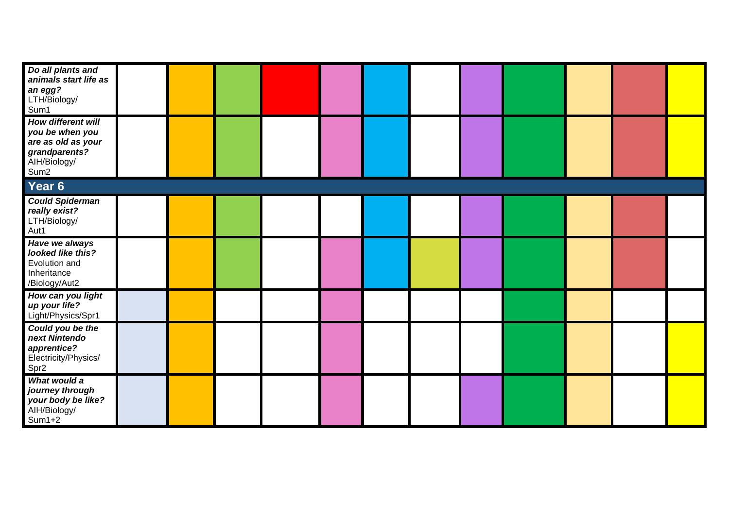| | | | | | | | | | | | | |
|---|---|---|---|---|---|---|---|---|---|---|---|---|
| ***Do all plants and animals start life as an egg?*** LTH/Biology/ Sum1 | | | | | | | | | | | | |
| ***How different will you be when you are as old as your grandparents?*** AIH/Biology/ Sum2 | | | | | | | | | | | | |
| **Year 6** | | | | | | | | | | | | |
| ***Could Spiderman really exist?*** LTH/Biology/ Aut1 | | | | | | | | | | | | |
| ***Have we always looked like this?*** Evolution and Inheritance /Biology/Aut2 | | | | | | | | | | | | |
| ***How can you light up your life?*** Light/Physics/Spr1 | | | | | | | | | | | | |
| ***Could you be the next Nintendo apprentice?*** Electricity/Physics/ Spr2 | | | | | | | | | | | | |
| ***What would a journey through your body be like?*** AIH/Biology/ Sum1+2 | | | | | | | | | | | | |